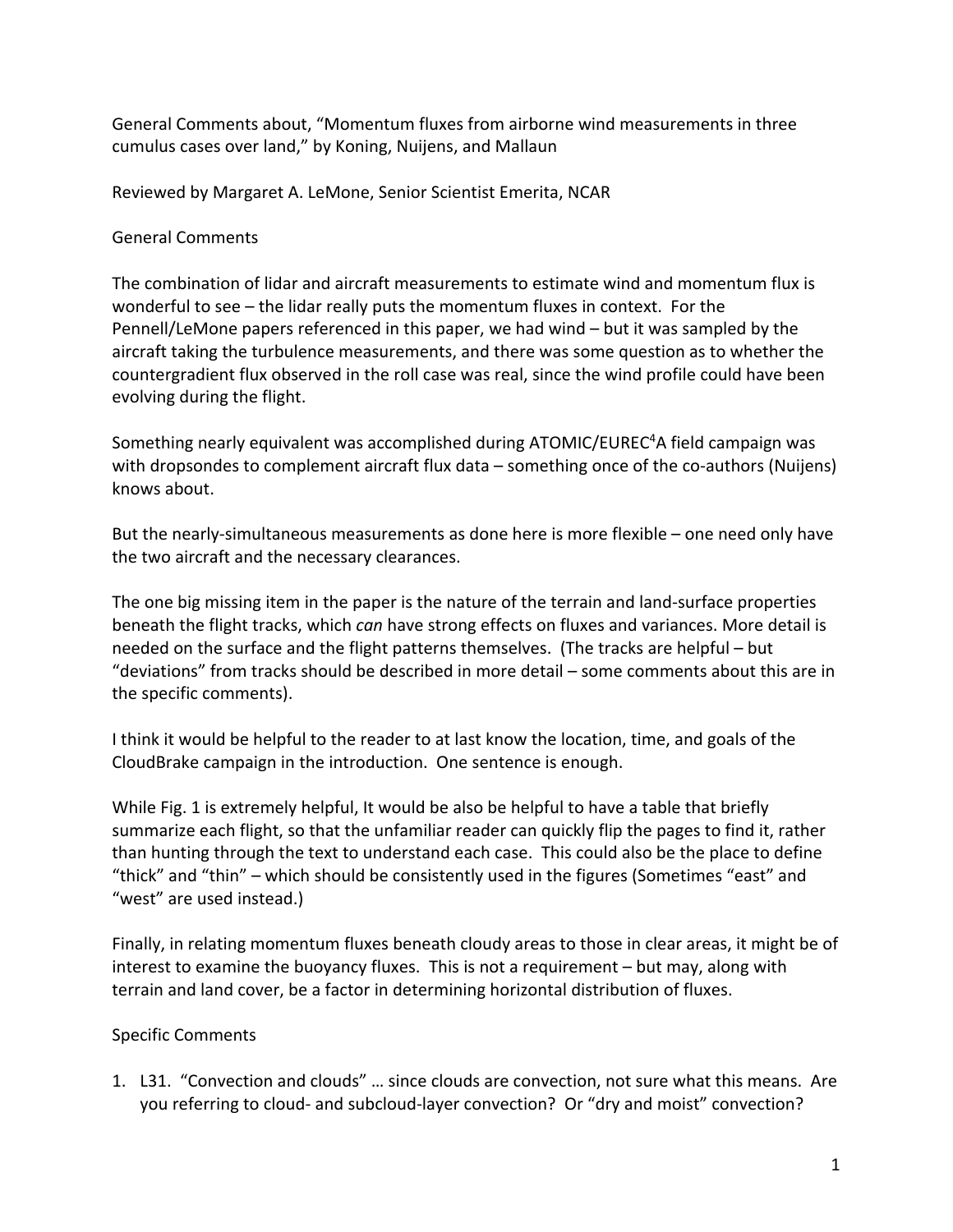General Comments about, "Momentum fluxes from airborne wind measurements in three cumulus cases over land," by Koning, Nuijens, and Mallaun

Reviewed by Margaret A. LeMone, Senior Scientist Emerita, NCAR

General Comments

The combination of lidar and aircraft measurements to estimate wind and momentum flux is wonderful to see – the lidar really puts the momentum fluxes in context. For the Pennell/LeMone papers referenced in this paper, we had wind – but it was sampled by the aircraft taking the turbulence measurements, and there was some question as to whether the countergradient flux observed in the roll case was real, since the wind profile could have been evolving during the flight.

Something nearly equivalent was accomplished during ATOMIC/EUREC$^4$A field campaign was with dropsondes to complement aircraft flux data – something once of the co-authors (Nuijens) knows about.

But the nearly-simultaneous measurements as done here is more flexible – one need only have the two aircraft and the necessary clearances.

The one big missing item in the paper is the nature of the terrain and land-surface properties beneath the flight tracks, which *can* have strong effects on fluxes and variances. More detail is needed on the surface and the flight patterns themselves. (The tracks are helpful – but "deviations" from tracks should be described in more detail – some comments about this are in the specific comments).

I think it would be helpful to the reader to at last know the location, time, and goals of the CloudBrake campaign in the introduction. One sentence is enough.

While Fig. 1 is extremely helpful, It would be also be helpful to have a table that briefly summarize each flight, so that the unfamiliar reader can quickly flip the pages to find it, rather than hunting through the text to understand each case. This could also be the place to define "thick" and "thin" – which should be consistently used in the figures (Sometimes "east" and "west" are used instead.)

Finally, in relating momentum fluxes beneath cloudy areas to those in clear areas, it might be of interest to examine the buoyancy fluxes. This is not a requirement – but may, along with terrain and land cover, be a factor in determining horizontal distribution of fluxes.

Specific Comments

1. L31. "Convection and clouds" … since clouds are convection, not sure what this means. Are you referring to cloud- and subcloud-layer convection? Or "dry and moist" convection?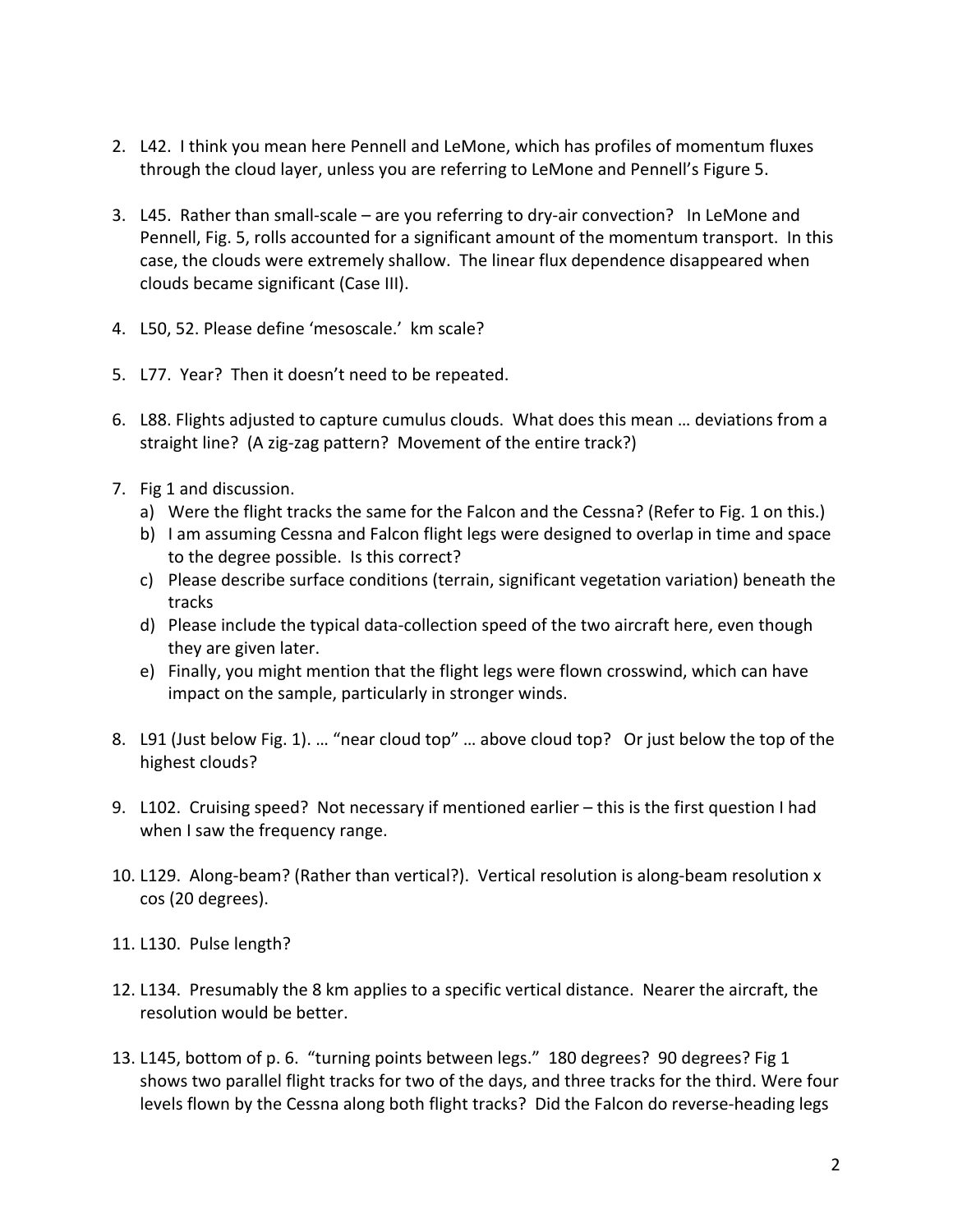2. L42. I think you mean here Pennell and LeMone, which has profiles of momentum fluxes through the cloud layer, unless you are referring to LeMone and Pennell's Figure 5.

3. L45. Rather than small-scale – are you referring to dry-air convection? In LeMone and Pennell, Fig. 5, rolls accounted for a significant amount of the momentum transport. In this case, the clouds were extremely shallow. The linear flux dependence disappeared when clouds became significant (Case III).

4. L50, 52. Please define 'mesoscale.' km scale?

5. L77. Year? Then it doesn't need to be repeated.

6. L88. Flights adjusted to capture cumulus clouds. What does this mean … deviations from a straight line? (A zig-zag pattern? Movement of the entire track?)

7. Fig 1 and discussion.
   a) Were the flight tracks the same for the Falcon and the Cessna? (Refer to Fig. 1 on this.)
   b) I am assuming Cessna and Falcon flight legs were designed to overlap in time and space to the degree possible. Is this correct?
   c) Please describe surface conditions (terrain, significant vegetation variation) beneath the tracks
   d) Please include the typical data-collection speed of the two aircraft here, even though they are given later.
   e) Finally, you might mention that the flight legs were flown crosswind, which can have impact on the sample, particularly in stronger winds.

8. L91 (Just below Fig. 1). … "near cloud top" … above cloud top? Or just below the top of the highest clouds?

9. L102. Cruising speed? Not necessary if mentioned earlier – this is the first question I had when I saw the frequency range.

10. L129. Along-beam? (Rather than vertical?). Vertical resolution is along-beam resolution x cos (20 degrees).

11. L130. Pulse length?

12. L134. Presumably the 8 km applies to a specific vertical distance. Nearer the aircraft, the resolution would be better.

13. L145, bottom of p. 6. "turning points between legs." 180 degrees? 90 degrees? Fig 1 shows two parallel flight tracks for two of the days, and three tracks for the third. Were four levels flown by the Cessna along both flight tracks? Did the Falcon do reverse-heading legs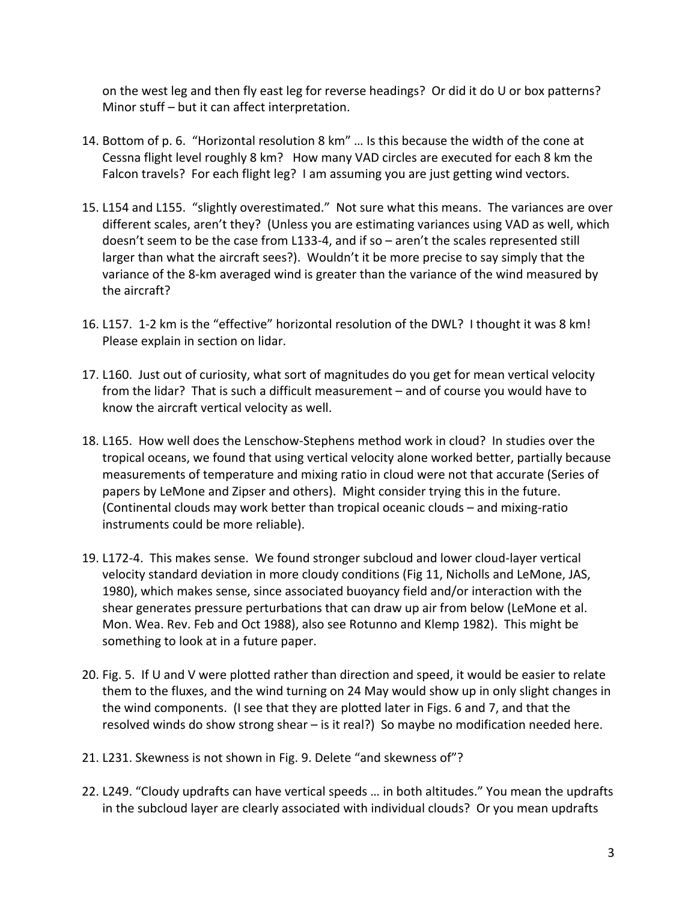on the west leg and then fly east leg for reverse headings? Or did it do U or box patterns? Minor stuff – but it can affect interpretation.

14. Bottom of p. 6. "Horizontal resolution 8 km" … Is this because the width of the cone at Cessna flight level roughly 8 km? How many VAD circles are executed for each 8 km the Falcon travels? For each flight leg? I am assuming you are just getting wind vectors.

15. L154 and L155. "slightly overestimated." Not sure what this means. The variances are over different scales, aren't they? (Unless you are estimating variances using VAD as well, which doesn't seem to be the case from L133-4, and if so – aren't the scales represented still larger than what the aircraft sees?). Wouldn't it be more precise to say simply that the variance of the 8-km averaged wind is greater than the variance of the wind measured by the aircraft?

16. L157. 1-2 km is the "effective" horizontal resolution of the DWL? I thought it was 8 km! Please explain in section on lidar.

17. L160. Just out of curiosity, what sort of magnitudes do you get for mean vertical velocity from the lidar? That is such a difficult measurement – and of course you would have to know the aircraft vertical velocity as well.

18. L165. How well does the Lenschow-Stephens method work in cloud? In studies over the tropical oceans, we found that using vertical velocity alone worked better, partially because measurements of temperature and mixing ratio in cloud were not that accurate (Series of papers by LeMone and Zipser and others). Might consider trying this in the future. (Continental clouds may work better than tropical oceanic clouds – and mixing-ratio instruments could be more reliable).

19. L172-4. This makes sense. We found stronger subcloud and lower cloud-layer vertical velocity standard deviation in more cloudy conditions (Fig 11, Nicholls and LeMone, JAS, 1980), which makes sense, since associated buoyancy field and/or interaction with the shear generates pressure perturbations that can draw up air from below (LeMone et al. Mon. Wea. Rev. Feb and Oct 1988), also see Rotunno and Klemp 1982). This might be something to look at in a future paper.

20. Fig. 5. If U and V were plotted rather than direction and speed, it would be easier to relate them to the fluxes, and the wind turning on 24 May would show up in only slight changes in the wind components. (I see that they are plotted later in Figs. 6 and 7, and that the resolved winds do show strong shear – is it real?) So maybe no modification needed here.

21. L231. Skewness is not shown in Fig. 9. Delete "and skewness of"?

22. L249. "Cloudy updrafts can have vertical speeds … in both altitudes." You mean the updrafts in the subcloud layer are clearly associated with individual clouds? Or you mean updrafts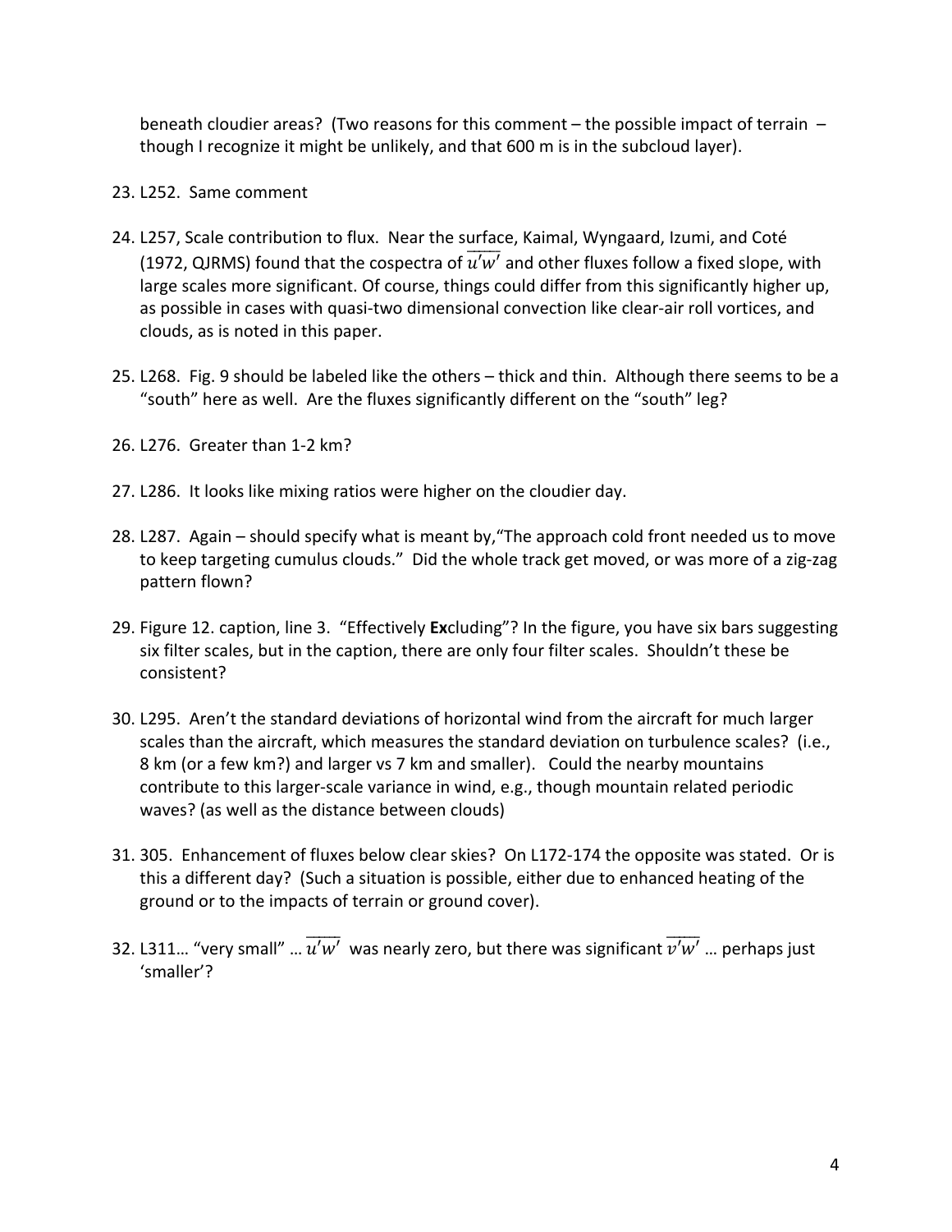beneath cloudier areas? (Two reasons for this comment – the possible impact of terrain – though I recognize it might be unlikely, and that 600 m is in the subcloud layer).

23. L252. Same comment

24. L257, Scale contribution to flux. Near the surface, Kaimal, Wyngaard, Izumi, and Coté (1972, QJRMS) found that the cospectra of $\overline{u'w'}$ and other fluxes follow a fixed slope, with large scales more significant. Of course, things could differ from this significantly higher up, as possible in cases with quasi-two dimensional convection like clear-air roll vortices, and clouds, as is noted in this paper.

25. L268. Fig. 9 should be labeled like the others – thick and thin. Although there seems to be a "south" here as well. Are the fluxes significantly different on the "south" leg?

26. L276. Greater than 1-2 km?

27. L286. It looks like mixing ratios were higher on the cloudier day.

28. L287. Again – should specify what is meant by,"The approach cold front needed us to move to keep targeting cumulus clouds." Did the whole track get moved, or was more of a zig-zag pattern flown?

29. Figure 12. caption, line 3. "Effectively **Ex**cluding"? In the figure, you have six bars suggesting six filter scales, but in the caption, there are only four filter scales. Shouldn't these be consistent?

30. L295. Aren't the standard deviations of horizontal wind from the aircraft for much larger scales than the aircraft, which measures the standard deviation on turbulence scales? (i.e., 8 km (or a few km?) and larger vs 7 km and smaller). Could the nearby mountains contribute to this larger-scale variance in wind, e.g., though mountain related periodic waves? (as well as the distance between clouds)

31. 305. Enhancement of fluxes below clear skies? On L172-174 the opposite was stated. Or is this a different day? (Such a situation is possible, either due to enhanced heating of the ground or to the impacts of terrain or ground cover).

32. L311… "very small" … $\overline{u'w'}$ was nearly zero, but there was significant $\overline{v'w'}$ … perhaps just 'smaller'?